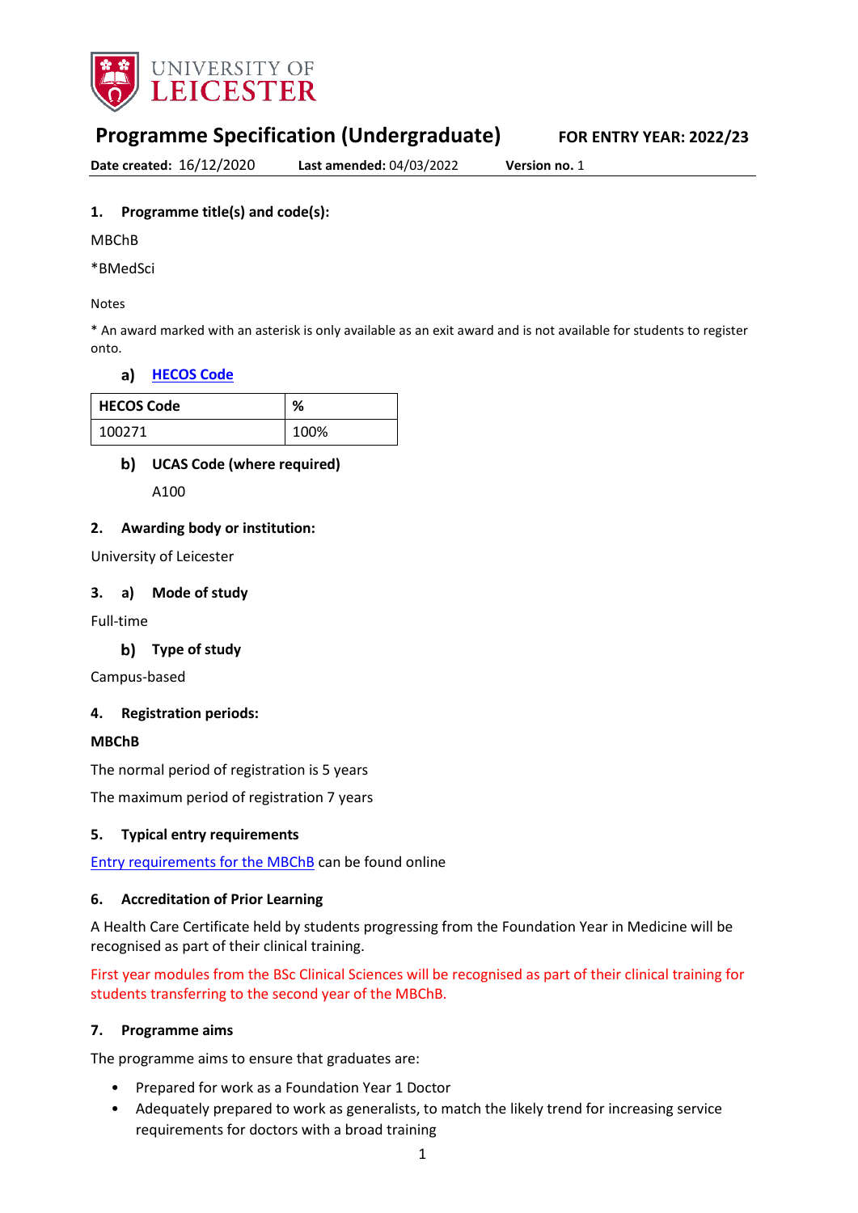UNIVERSITY OF LEICESTER

# Programme Specification (Undergraduate)

**FOR ENTRY YEAR: 2022/23**

**Date created:** 16/12/2020 **Last amended:** 04/03/2022 **Version no.** 1

### 1. Programme title(s) and code(s):

MBChB

*BMedSci

Notes

* An award marked with an asterisk is only available as an exit award and is not available for students to register onto.

#### a) HECOS Code

| HECOS Code | % |
|---|---|
| 100271 | 100% |

#### b) UCAS Code (where required)

A100

### 2. Awarding body or institution:

University of Leicester

### 3. a) Mode of study

Full-time

#### b) Type of study

Campus-based

### 4. Registration periods:

**MBChB**

The normal period of registration is 5 years

The maximum period of registration 7 years

### 5. Typical entry requirements

Entry requirements for the MBChB can be found online

### 6. Accreditation of Prior Learning

A Health Care Certificate held by students progressing from the Foundation Year in Medicine will be recognised as part of their clinical training.

First year modules from the BSc Clinical Sciences will be recognised as part of their clinical training for students transferring to the second year of the MBChB.

### 7. Programme aims

The programme aims to ensure that graduates are:

- Prepared for work as a Foundation Year 1 Doctor
- Adequately prepared to work as generalists, to match the likely trend for increasing service requirements for doctors with a broad training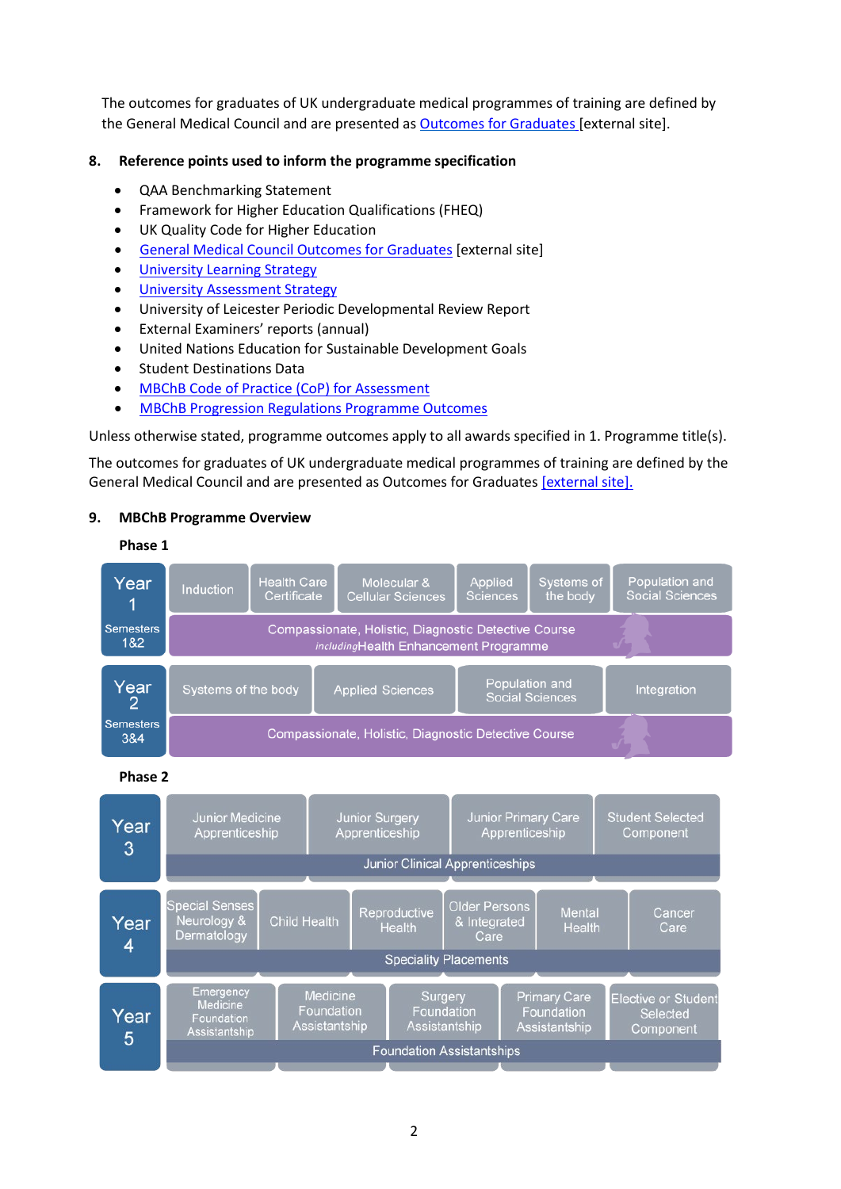The outcomes for graduates of UK undergraduate medical programmes of training are defined by the General Medical Council and are presented as [Outcomes for Graduates](#) [external site].

## 8. Reference points used to inform the programme specification

- QAA Benchmarking Statement
- Framework for Higher Education Qualifications (FHEQ)
- UK Quality Code for Higher Education
- [General Medical Council Outcomes for Graduates](#) [external site]
- [University Learning Strategy](#)
- [University Assessment Strategy](#)
- University of Leicester Periodic Developmental Review Report
- External Examiners' reports (annual)
- United Nations Education for Sustainable Development Goals
- Student Destinations Data
- [MBChB Code of Practice (CoP) for Assessment](#)
- [MBChB Progression Regulations Programme Outcomes](#)

Unless otherwise stated, programme outcomes apply to all awards specified in 1. Programme title(s).

The outcomes for graduates of UK undergraduate medical programmes of training are defined by the General Medical Council and are presented as Outcomes for Graduates [[external site].](#)

## 9. MBChB Programme Overview

**Phase 1**

| Year | Modules | | | | | |
|---|---|---|---|---|---|---|
| Year 1 Semesters 1&2 | Induction | Health Care Certificate | Molecular & Cellular Sciences | Applied Sciences | Systems of the body | Population and Social Sciences |
| | Compassionate, Holistic, Diagnostic Detective Course *including* Health Enhancement Programme | | | | | |
| Year 2 Semesters 3&4 | Systems of the body | Applied Sciences | Population and Social Sciences | Integration | | |
| | Compassionate, Holistic, Diagnostic Detective Course | | | | | |

**Phase 2**

| Year | Modules | | | | | |
|---|---|---|---|---|---|---|
| Year 3 | Junior Medicine Apprenticeship | Junior Surgery Apprenticeship | Junior Primary Care Apprenticeship | Student Selected Component | | |
| | Junior Clinical Apprenticeships | | | | | |
| Year 4 | Special Senses Neurology & Dermatology | Child Health | Reproductive Health | Older Persons & Integrated Care | Mental Health | Cancer Care |
| | Speciality Placements | | | | | |
| Year 5 | Emergency Medicine Foundation Assistantship | Medicine Foundation Assistantship | Surgery Foundation Assistantship | Primary Care Foundation Assistantship | Elective or Student Selected Component | |
| | Foundation Assistantships | | | | | |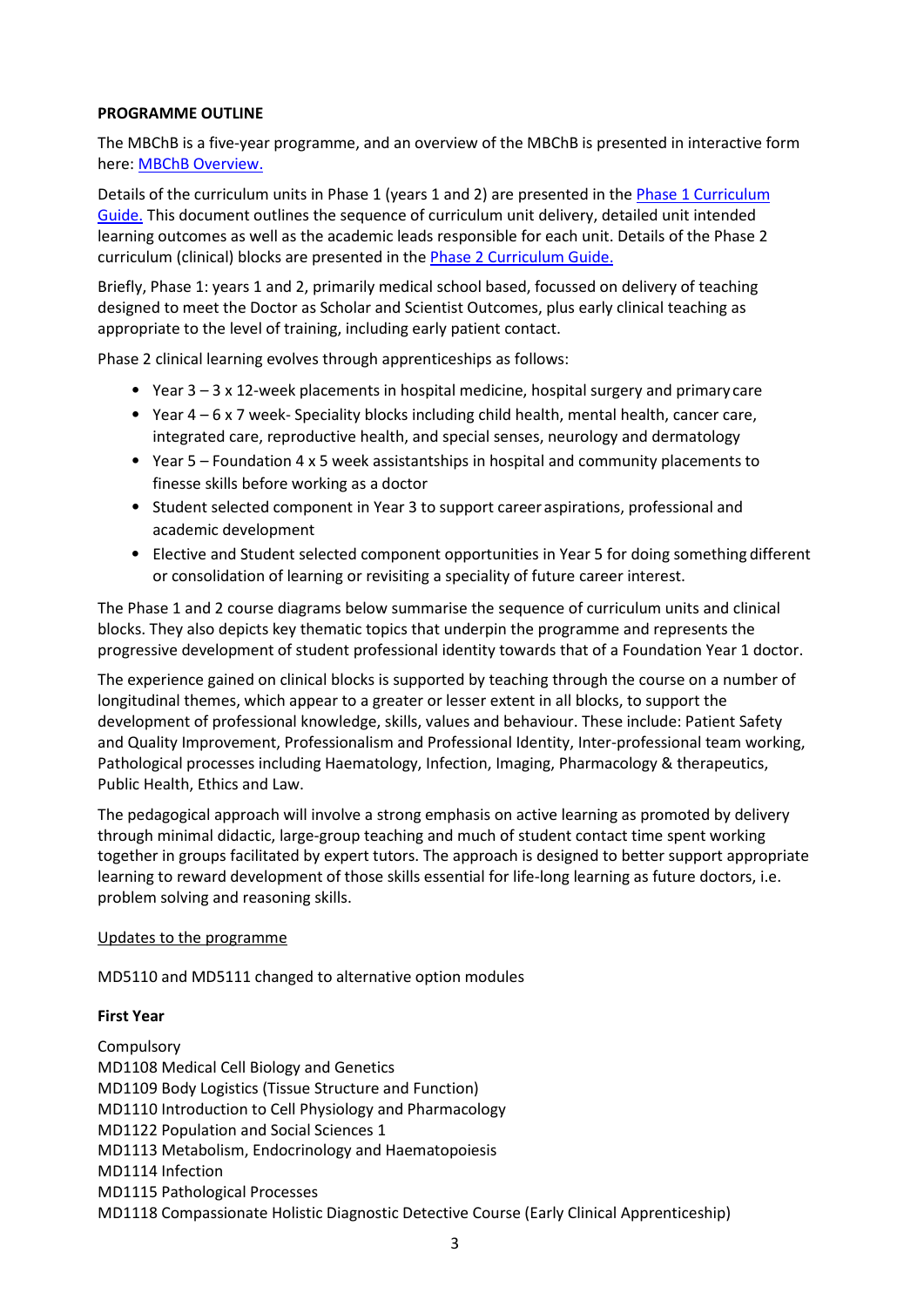**PROGRAMME OUTLINE**

The MBChB is a five-year programme, and an overview of the MBChB is presented in interactive form here: [MBChB Overview.](#)

Details of the curriculum units in Phase 1 (years 1 and 2) are presented in the [Phase 1 Curriculum Guide.](#) This document outlines the sequence of curriculum unit delivery, detailed unit intended learning outcomes as well as the academic leads responsible for each unit. Details of the Phase 2 curriculum (clinical) blocks are presented in the [Phase 2 Curriculum Guide.](#)

Briefly, Phase 1: years 1 and 2, primarily medical school based, focussed on delivery of teaching designed to meet the Doctor as Scholar and Scientist Outcomes, plus early clinical teaching as appropriate to the level of training, including early patient contact.

Phase 2 clinical learning evolves through apprenticeships as follows:

- Year 3 – 3 x 12-week placements in hospital medicine, hospital surgery and primary care
- Year 4 – 6 x 7 week- Speciality blocks including child health, mental health, cancer care, integrated care, reproductive health, and special senses, neurology and dermatology
- Year 5 – Foundation 4 x 5 week assistantships in hospital and community placements to finesse skills before working as a doctor
- Student selected component in Year 3 to support career aspirations, professional and academic development
- Elective and Student selected component opportunities in Year 5 for doing something different or consolidation of learning or revisiting a speciality of future career interest.

The Phase 1 and 2 course diagrams below summarise the sequence of curriculum units and clinical blocks. They also depicts key thematic topics that underpin the programme and represents the progressive development of student professional identity towards that of a Foundation Year 1 doctor.

The experience gained on clinical blocks is supported by teaching through the course on a number of longitudinal themes, which appear to a greater or lesser extent in all blocks, to support the development of professional knowledge, skills, values and behaviour. These include: Patient Safety and Quality Improvement, Professionalism and Professional Identity, Inter-professional team working, Pathological processes including Haematology, Infection, Imaging, Pharmacology & therapeutics, Public Health, Ethics and Law.

The pedagogical approach will involve a strong emphasis on active learning as promoted by delivery through minimal didactic, large-group teaching and much of student contact time spent working together in groups facilitated by expert tutors. The approach is designed to better support appropriate learning to reward development of those skills essential for life-long learning as future doctors, i.e. problem solving and reasoning skills.

<u>Updates to the programme</u>

MD5110 and MD5111 changed to alternative option modules

**First Year**

Compulsory
MD1108 Medical Cell Biology and Genetics
MD1109 Body Logistics (Tissue Structure and Function)
MD1110 Introduction to Cell Physiology and Pharmacology
MD1122 Population and Social Sciences 1
MD1113 Metabolism, Endocrinology and Haematopoiesis
MD1114 Infection
MD1115 Pathological Processes
MD1118 Compassionate Holistic Diagnostic Detective Course (Early Clinical Apprenticeship)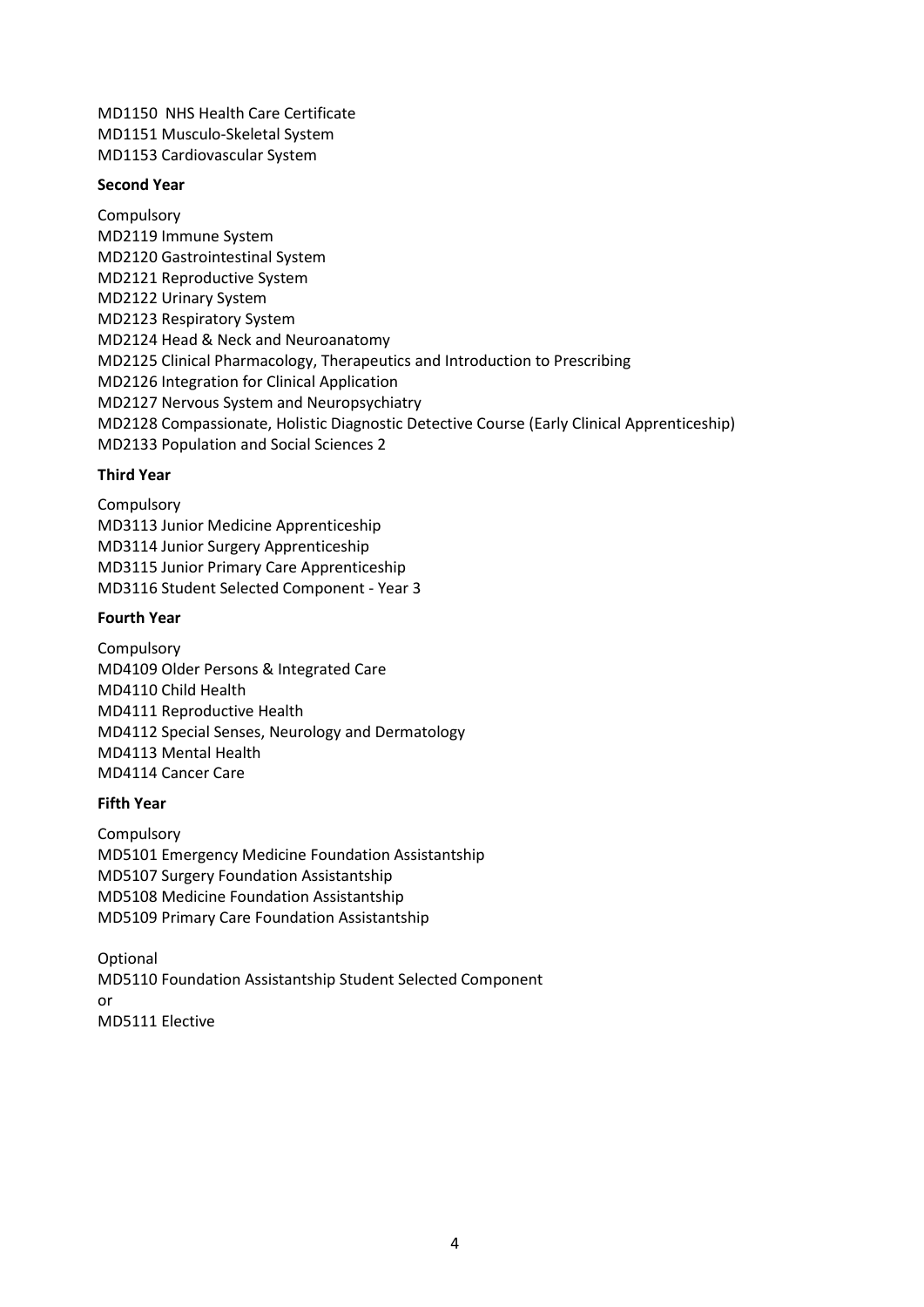MD1150 NHS Health Care Certificate
MD1151 Musculo-Skeletal System
MD1153 Cardiovascular System

**Second Year**

Compulsory
MD2119 Immune System
MD2120 Gastrointestinal System
MD2121 Reproductive System
MD2122 Urinary System
MD2123 Respiratory System
MD2124 Head & Neck and Neuroanatomy
MD2125 Clinical Pharmacology, Therapeutics and Introduction to Prescribing
MD2126 Integration for Clinical Application
MD2127 Nervous System and Neuropsychiatry
MD2128 Compassionate, Holistic Diagnostic Detective Course (Early Clinical Apprenticeship)
MD2133 Population and Social Sciences 2

**Third Year**

Compulsory
MD3113 Junior Medicine Apprenticeship
MD3114 Junior Surgery Apprenticeship
MD3115 Junior Primary Care Apprenticeship
MD3116 Student Selected Component - Year 3

**Fourth Year**

Compulsory
MD4109 Older Persons & Integrated Care
MD4110 Child Health
MD4111 Reproductive Health
MD4112 Special Senses, Neurology and Dermatology
MD4113 Mental Health
MD4114 Cancer Care

**Fifth Year**

Compulsory
MD5101 Emergency Medicine Foundation Assistantship
MD5107 Surgery Foundation Assistantship
MD5108 Medicine Foundation Assistantship
MD5109 Primary Care Foundation Assistantship

Optional
MD5110 Foundation Assistantship Student Selected Component
or
MD5111 Elective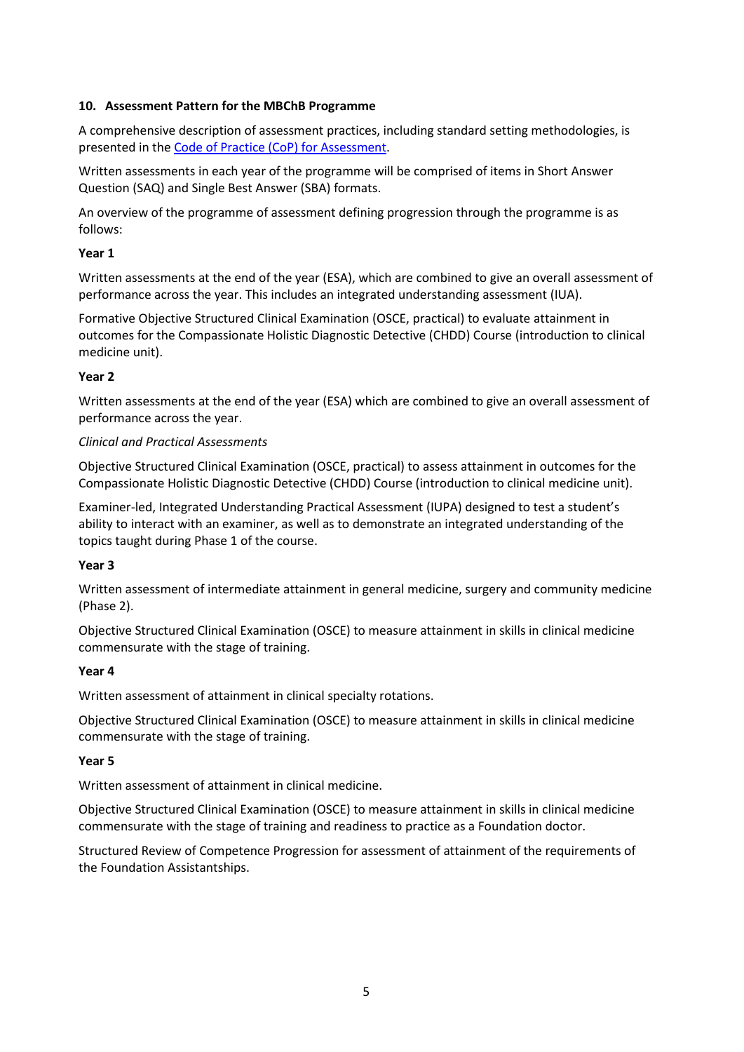## 10. Assessment Pattern for the MBChB Programme

A comprehensive description of assessment practices, including standard setting methodologies, is presented in the [Code of Practice (CoP) for Assessment](#).

Written assessments in each year of the programme will be comprised of items in Short Answer Question (SAQ) and Single Best Answer (SBA) formats.

An overview of the programme of assessment defining progression through the programme is as follows:

### Year 1

Written assessments at the end of the year (ESA), which are combined to give an overall assessment of performance across the year. This includes an integrated understanding assessment (IUA).

Formative Objective Structured Clinical Examination (OSCE, practical) to evaluate attainment in outcomes for the Compassionate Holistic Diagnostic Detective (CHDD) Course (introduction to clinical medicine unit).

### Year 2

Written assessments at the end of the year (ESA) which are combined to give an overall assessment of performance across the year.

*Clinical and Practical Assessments*

Objective Structured Clinical Examination (OSCE, practical) to assess attainment in outcomes for the Compassionate Holistic Diagnostic Detective (CHDD) Course (introduction to clinical medicine unit).

Examiner-led, Integrated Understanding Practical Assessment (IUPA) designed to test a student's ability to interact with an examiner, as well as to demonstrate an integrated understanding of the topics taught during Phase 1 of the course.

### Year 3

Written assessment of intermediate attainment in general medicine, surgery and community medicine (Phase 2).

Objective Structured Clinical Examination (OSCE) to measure attainment in skills in clinical medicine commensurate with the stage of training.

### Year 4

Written assessment of attainment in clinical specialty rotations.

Objective Structured Clinical Examination (OSCE) to measure attainment in skills in clinical medicine commensurate with the stage of training.

### Year 5

Written assessment of attainment in clinical medicine.

Objective Structured Clinical Examination (OSCE) to measure attainment in skills in clinical medicine commensurate with the stage of training and readiness to practice as a Foundation doctor.

Structured Review of Competence Progression for assessment of attainment of the requirements of the Foundation Assistantships.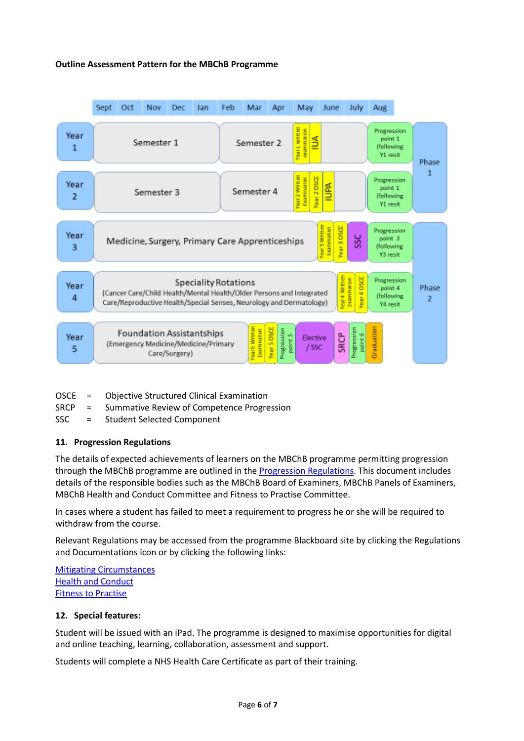**Outline Assessment Pattern for the MBChB Programme**

| | Sept | Oct | Nov | Dec | Jan | Feb | Mar | Apr | May | June | July | Aug | |
|---|---|---|---|---|---|---|---|---|---|---|---|---|---|
| Year 1 | Semester 1 | | | | | Semester 2 | | | Year 1 written examination / IUA | | | Progression point 1 (following Y1 resit | Phase 1 |
| Year 2 | Semester 3 | | | | | Semester 4 | | | Year 2 Written Examination / Year 2 OSCE / IUPA | | | Progression point 1 (following Y1 resit | |
| Year 3 | Medicine, Surgery, Primary Care Apprenticeships | | | | | | | | | Year 3 Written Examination / Year 3 OSCE / SSC | | Progression point 3 (following Y3 resit | Phase 2 |
| Year 4 | Speciality Rotations (Cancer Care/Child Health/Mental Health/Older Persons and Integrated Care/Reproductive Health/Special Senses, Neurology and Dermatology) | | | | | | | | | | Year4 Written Examination / Year 4 OSCE | Progression point 4 (following Y4 resit | |
| Year 5 | Foundation Assistantships (Emergency Medicine/Medicine/Primary Care/Surgery) | | | | | | Year5 Written Examination / Year 5 OSCE / Progression point 5 | | Elective / SSC | | SRCP / Progression point 6 / Graduation | | |

OSCE = Objective Structured Clinical Examination
SRCP = Summative Review of Competence Progression
SSC = Student Selected Component

## 11. Progression Regulations

The details of expected achievements of learners on the MBChB programme permitting progression through the MBChB programme are outlined in the Progression Regulations. This document includes details of the responsible bodies such as the MBChB Board of Examiners, MBChB Panels of Examiners, MBChB Health and Conduct Committee and Fitness to Practise Committee.

In cases where a student has failed to meet a requirement to progress he or she will be required to withdraw from the course.

Relevant Regulations may be accessed from the programme Blackboard site by clicking the Regulations and Documentations icon or by clicking the following links:

Mitigating Circumstances
Health and Conduct
Fitness to Practise

## 12. Special features:

Student will be issued with an iPad. The programme is designed to maximise opportunities for digital and online teaching, learning, collaboration, assessment and support.

Students will complete a NHS Health Care Certificate as part of their training.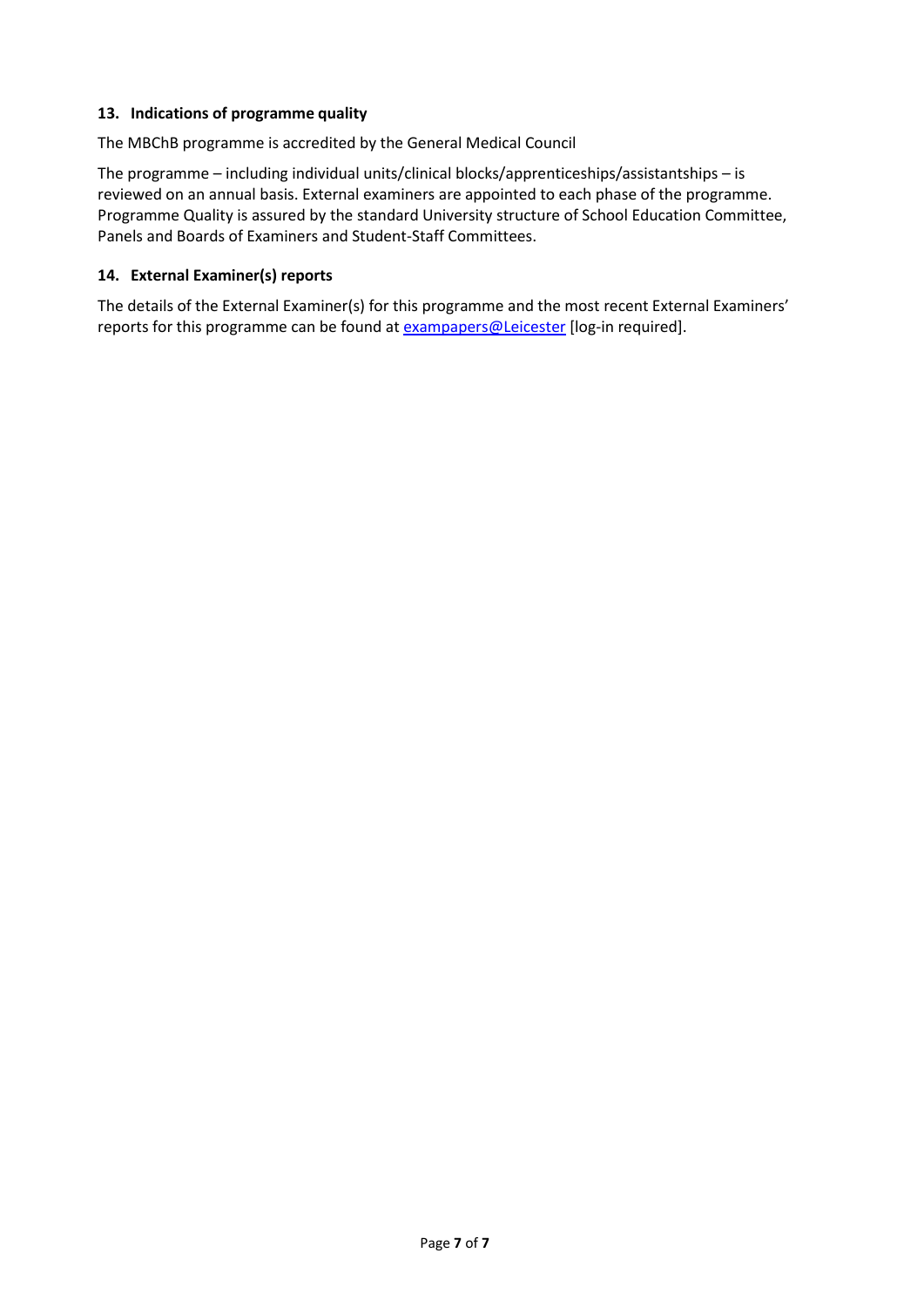### 13. Indications of programme quality

The MBChB programme is accredited by the General Medical Council

The programme – including individual units/clinical blocks/apprenticeships/assistantships – is reviewed on an annual basis. External examiners are appointed to each phase of the programme. Programme Quality is assured by the standard University structure of School Education Committee, Panels and Boards of Examiners and Student-Staff Committees.

### 14. External Examiner(s) reports

The details of the External Examiner(s) for this programme and the most recent External Examiners' reports for this programme can be found at exampapers@Leicester [log-in required].